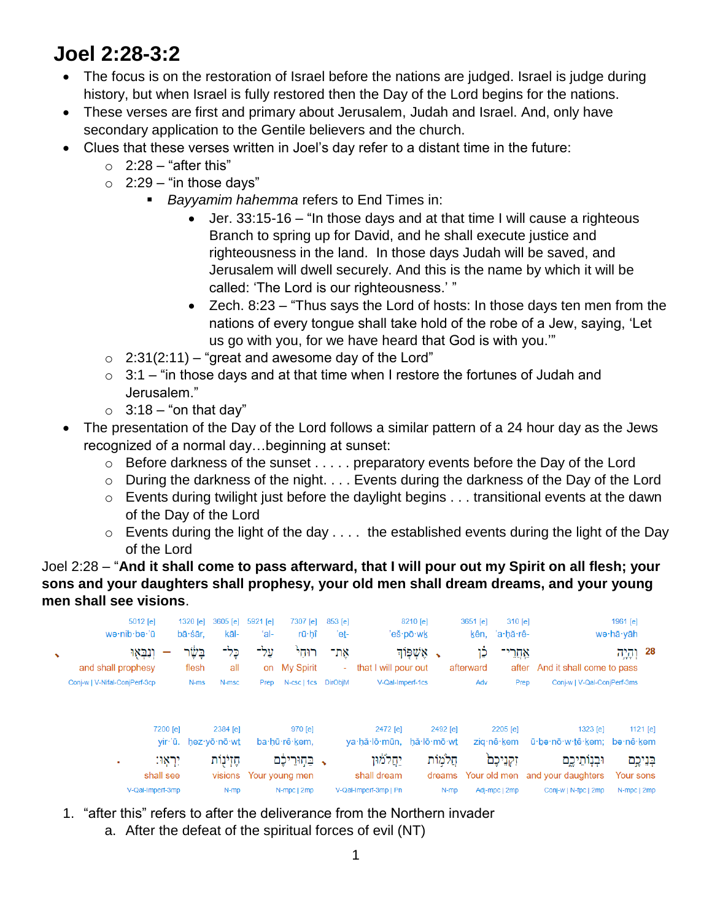# Joel 2:28-3:2

- The focus is on the restoration of Israel before the nations are judged. Israel is judge during history, but when Israel is fully restored then the Day of the Lord begins for the nations.
- These verses are first and primary about Jerusalem, Judah and Israel. And, only have secondary application to the Gentile believers and the church.
- Clues that these verses written in Joel's day refer to a distant time in the future:
  - 2:28 – "after this"
  - 2:29 – "in those days"
    - *Bayyamim hahemma* refers to End Times in:
      - Jer. 33:15-16 – "In those days and at that time I will cause a righteous Branch to spring up for David, and he shall execute justice and righteousness in the land. In those days Judah will be saved, and Jerusalem will dwell securely. And this is the name by which it will be called: 'The Lord is our righteousness.' "
      - Zech. 8:23 – "Thus says the Lord of hosts: In those days ten men from the nations of every tongue shall take hold of the robe of a Jew, saying, 'Let us go with you, for we have heard that God is with you.'"
  - 2:31(2:11) – "great and awesome day of the Lord"
  - 3:1 – "in those days and at that time when I restore the fortunes of Judah and Jerusalem."
  - 3:18 – "on that day"
- The presentation of the Day of the Lord follows a similar pattern of a 24 hour day as the Jews recognized of a normal day…beginning at sunset:
  - Before darkness of the sunset . . . . . preparatory events before the Day of the Lord
  - During the darkness of the night. . . . Events during the darkness of the Day of the Lord
  - Events during twilight just before the daylight begins . . . transitional events at the dawn of the Day of the Lord
  - Events during the light of the day . . . . the established events during the light of the Day of the Lord

Joel 2:28 – "**And it shall come to pass afterward, that I will pour out my Spirit on all flesh; your sons and your daughters shall prophesy, your old men shall dream dreams, and your young men shall see visions**.

| 5012 [e] | 1320 [e] | 3605 [e] | 5921 [e] | 7307 [e] | 853 [e] | 8210 [e] | 3651 [e] | 310 [e] | 1961 [e] |
|---|---|---|---|---|---|---|---|---|---|
| wə·nib·bə·'ū | bā·śār, | kāl- | 'al- | rū·ḥî | 'eṯ- | 'eš·pō·wḵ | ḵên, | 'a·ḥă·rê- | wə·hā·yāh |
| וְנִבְּא֖וּ | בָּשָׂ֔ר | כָּל־ | עַל־ | רוּחִי֙ | אֶת־ | אֶשְׁפּ֤וֹךְ | כֵ֗ן | אַחֲרֵי־ | וְהָיָ֣ה 28 |
| and shall prophesy | flesh | all | on | My Spirit | - | that I will pour out | afterward | after | And it shall come to pass |
| Conj-w \| V-Nifal-ConjPerf-3cp | N-ms | N-msc | Prep | N-csc \| 1cs | DirObjM | V-Qal-Imperf-1cs | Adv | Prep | Conj-w \| V-Qal-ConjPerf-3ms |

| 7200 [e] | 2384 [e] | 970 [e] | 2472 [e] | 2492 [e] | 2205 [e] | 1323 [e] | 1121 [e] |
|---|---|---|---|---|---|---|---|
| yir·'ū. | ḥez·yō·nō·wt | ba·ḥū·rê·ḵem, | ya·ḥă·lō·mūn, | ḥă·lō·mō·wt | ziq·nê·ḵem | ū·ḇə·nō·w·ṯê·ḵem; | bə·nê·ḵem |
| יִרְאֽוּ׃ | חֶזְיֹנ֥וֹת | בַּחֽוּרֵיכֶ֔ם | יַחֲלֹמ֔וּן | חֲלֹמ֣וֹת | זִקְנֵיכֶם֙ | וּבְנוֹתֵיכֶ֑ם | בְּנֵיכֶ֣ם |
| shall see | visions | Your young men | shall dream | dreams | Your old men | and your daughters | Your sons |
| V-Qal-Imperf-3mp | N-mp | N-mpc \| 2mp | V-Qal-Imperf-3mp \| Pn | N-mp | Adj-mpc \| 2mp | Conj-w \| N-fpc \| 2mp | N-mpc \| 2mp |

1. "after this" refers to after the deliverance from the Northern invader
   a. After the defeat of the spiritual forces of evil (NT)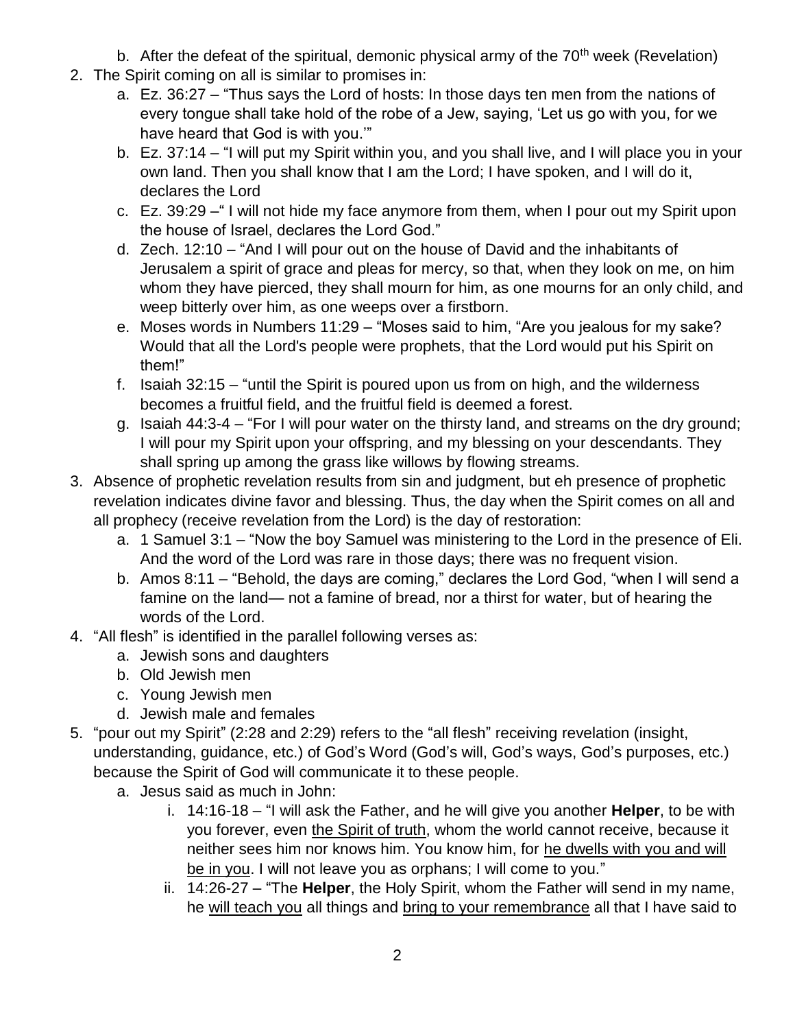b. After the defeat of the spiritual, demonic physical army of the 70th week (Revelation)

2. The Spirit coming on all is similar to promises in:
   a. Ez. 36:27 – "Thus says the Lord of hosts: In those days ten men from the nations of every tongue shall take hold of the robe of a Jew, saying, 'Let us go with you, for we have heard that God is with you.'"
   b. Ez. 37:14 – "I will put my Spirit within you, and you shall live, and I will place you in your own land. Then you shall know that I am the Lord; I have spoken, and I will do it, declares the Lord
   c. Ez. 39:29 –" I will not hide my face anymore from them, when I pour out my Spirit upon the house of Israel, declares the Lord God."
   d. Zech. 12:10 – "And I will pour out on the house of David and the inhabitants of Jerusalem a spirit of grace and pleas for mercy, so that, when they look on me, on him whom they have pierced, they shall mourn for him, as one mourns for an only child, and weep bitterly over him, as one weeps over a firstborn.
   e. Moses words in Numbers 11:29 – "Moses said to him, "Are you jealous for my sake? Would that all the Lord's people were prophets, that the Lord would put his Spirit on them!"
   f. Isaiah 32:15 – "until the Spirit is poured upon us from on high, and the wilderness becomes a fruitful field, and the fruitful field is deemed a forest.
   g. Isaiah 44:3-4 – "For I will pour water on the thirsty land, and streams on the dry ground; I will pour my Spirit upon your offspring, and my blessing on your descendants. They shall spring up among the grass like willows by flowing streams.

3. Absence of prophetic revelation results from sin and judgment, but eh presence of prophetic revelation indicates divine favor and blessing. Thus, the day when the Spirit comes on all and all prophecy (receive revelation from the Lord) is the day of restoration:
   a. 1 Samuel 3:1 – "Now the boy Samuel was ministering to the Lord in the presence of Eli. And the word of the Lord was rare in those days; there was no frequent vision.
   b. Amos 8:11 – "Behold, the days are coming," declares the Lord God, "when I will send a famine on the land— not a famine of bread, nor a thirst for water, but of hearing the words of the Lord.

4. "All flesh" is identified in the parallel following verses as:
   a. Jewish sons and daughters
   b. Old Jewish men
   c. Young Jewish men
   d. Jewish male and females

5. "pour out my Spirit" (2:28 and 2:29) refers to the "all flesh" receiving revelation (insight, understanding, guidance, etc.) of God's Word (God's will, God's ways, God's purposes, etc.) because the Spirit of God will communicate it to these people.
   a. Jesus said as much in John:
      i. 14:16-18 – "I will ask the Father, and he will give you another **Helper**, to be with you forever, even <u>the Spirit of truth</u>, whom the world cannot receive, because it neither sees him nor knows him. You know him, for <u>he dwells with you and will be in you</u>. I will not leave you as orphans; I will come to you."
      ii. 14:26-27 – "The **Helper**, the Holy Spirit, whom the Father will send in my name, he <u>will teach you</u> all things and <u>bring to your remembrance</u> all that I have said to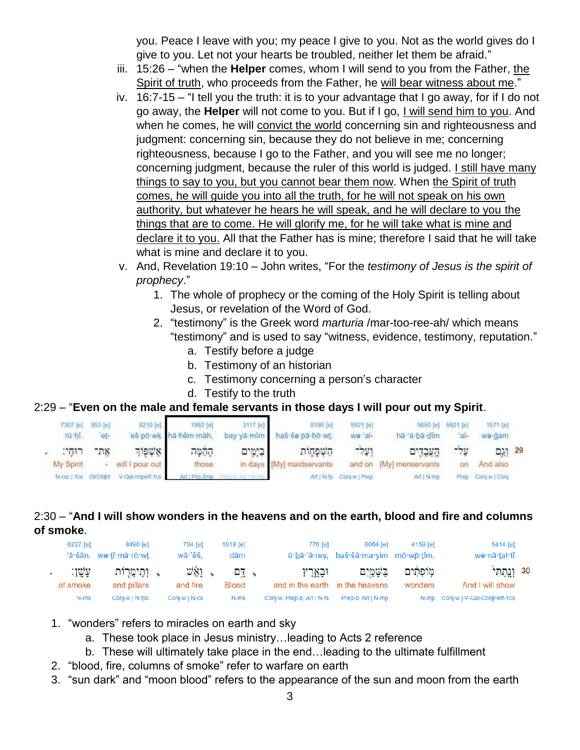you. Peace I leave with you; my peace I give to you. Not as the world gives do I give to you. Let not your hearts be troubled, neither let them be afraid."

iii. 15:26 – "when the **Helper** comes, whom I will send to you from the Father, the Spirit of truth, who proceeds from the Father, he will bear witness about me."

iv. 16:7-15 – "I tell you the truth: it is to your advantage that I go away, for if I do not go away, the **Helper** will not come to you. But if I go, I will send him to you. And when he comes, he will convict the world concerning sin and righteousness and judgment: concerning sin, because they do not believe in me; concerning righteousness, because I go to the Father, and you will see me no longer; concerning judgment, because the ruler of this world is judged. I still have many things to say to you, but you cannot bear them now. When the Spirit of truth comes, he will guide you into all the truth, for he will not speak on his own authority, but whatever he hears he will speak, and he will declare to you the things that are to come. He will glorify me, for he will take what is mine and declare it to you. All that the Father has is mine; therefore I said that he will take what is mine and declare it to you.

v. And, Revelation 19:10 – John writes, "For the *testimony of Jesus is the spirit of prophecy*."

1. The whole of prophecy or the coming of the Holy Spirit is telling about Jesus, or revelation of the Word of God.
2. "testimony" is the Greek word *marturia* /mar-too-ree-ah/ which means "testimony" and is used to say "witness, evidence, testimony, reputation."
   a. Testify before a judge
   b. Testimony of an historian
   c. Testimony concerning a person's character
   d. Testify to the truth

2:29 – "**Even on the male and female servants in those days I will pour out my Spirit**.

| 7307 [e] | 853 [e] | 8210 [e] | 1992 [e] | 3117 [e] | 8198 [e] | 5921 [e] | 5650 [e] | 5921 [e] | 1571 [e] | |
|---|---|---|---|---|---|---|---|---|---|---|
| rū·ḥî. | 'et- | 'eš·pō·wḵ | hā·hêm·māh, | bay·yā·mîm | haš·še·pā·ḥō·wt; | we·'al- | hā·'ă·ḇā·ḏîm | 'al- | we·ḡam | |
| רוּחִֽי׃ | אֶת־ | אֶשְׁפּ֥וֹךְ | הָהֵ֖מָּה | בַּיָּמִ֣ים | הַשְּׁפָח֑וֹת | וְעַל־ | הָעֲבָדִ֖ים | עַל־ | וְגַ֥ם | 29 |
| My Spirit | - | will I pour out | those | in days | [My] maidservants | and on | [My] menservants | on | And also | |
| N-csc \| 1cs | DirObjM | V-Qal-Imperf-1cs | Art \| Pro-3mp | Prep-b, Art \| N-mp | Art \| N-fp | Conj-w \| Prep | Art \| N-mp | Prep | Conj-w \| Conj | |

2:30 – "**And I will show wonders in the heavens and on the earth, blood and fire and columns of smoke**.

| 6227 [e] | 8490 [e] | 784 [e] | 1818 [e] | 776 [e] | 8064 [e] | 4159 [e] | 5414 [e] | |
|---|---|---|---|---|---|---|---|---|
| 'ā·šān. | we·ṯî·mă·rō·wṯ | wā·'êš, | dām | ū·ḇā·'ā·reṣ; | baš·šā·ma·yim | mō·wp̄·ṯîm, | we·nā·ṯat·tî | |
| עָשָֽׁן׃ | וְתִֽימֲר֥וֹת | וָאֵ֖שׁ | דָּ֥ם | וּבָאָ֑רֶץ | בַּשָּׁמַ֖יִם | מֽוֹפְתִ֔ים | וְנָתַתִּי֙ | 30 |
| of smoke | and pillars | and fire | Blood | and in the earth | in the heavens | wonders | And I will show | |
| N-ms | Conj-w \| N-fpc | Conj-w \| N-cs | N-ms | Conj-w, Prep-b, Art \| N-fs | Prep-b, Art \| N-mp | N-mp | Conj-w \| V-Qal-ConjPerf-1cs | |

1. "wonders" refers to miracles on earth and sky
   a. These took place in Jesus ministry…leading to Acts 2 reference
   b. These will ultimately take place in the end…leading to the ultimate fulfillment
2. "blood, fire, columns of smoke" refer to warfare on earth
3. "sun dark" and "moon blood" refers to the appearance of the sun and moon from the earth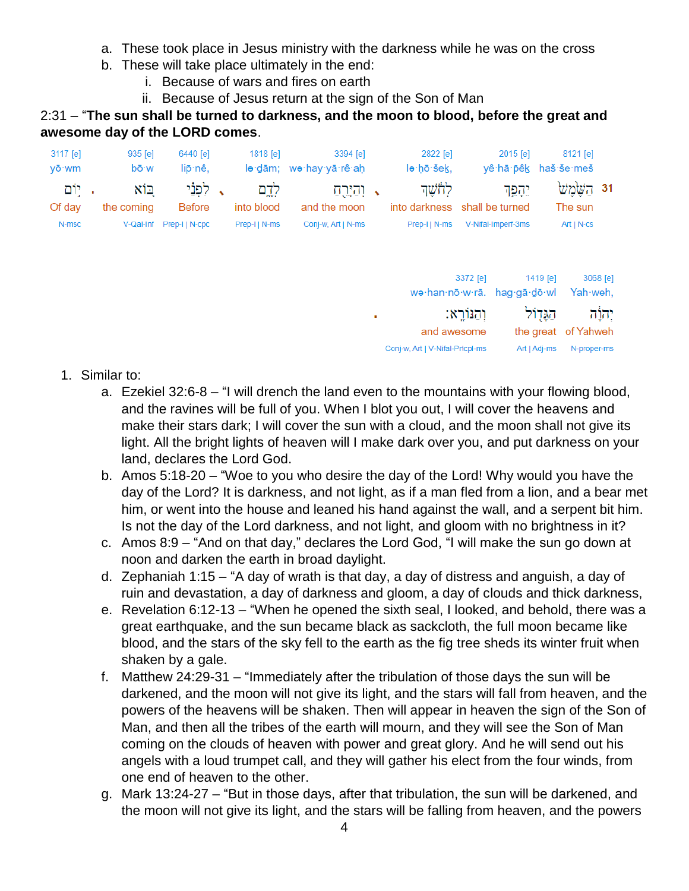a. These took place in Jesus ministry with the darkness while he was on the cross
   b. These will take place ultimately in the end:
      i. Because of wars and fires on earth
      ii. Because of Jesus return at the sign of the Son of Man

2:31 – "**The sun shall be turned to darkness, and the moon to blood, before the great and awesome day of the LORD comes**.

| 31 | 8121 [e] | 2015 [e] | 2822 [e] | 3394 [e] | 1818 [e] | 6440 [e] | 935 [e] | 3117 [e] |
|---|---|---|---|---|---|---|---|---|
| | haš·še·meš | yê·hā·pêḵ | lə·ḥō·šeḵ, | wə·hay·yā·rê·aḥ | lə·ḏām; | lip̄·nê, | bō·w | yō·wm |
| | הַשֶּׁ֙מֶשׁ֙ | יֵהָפֵ֣ךְ | לְחֹ֔שֶׁךְ | וְהַיָּרֵ֖חַ | לְדָ֑ם | לִפְנֵ֗י | בּ֚וֹא | י֣וֹם |
| | The sun | shall be turned | into darkness | and the moon | into blood | Before | the coming | Of day |
| | Art \| N-cs | V-Nifal-Imperf-3ms | Prep-l \| N-ms | Conj-w, Art \| N-ms | Prep-l \| N-ms | Prep-l \| N-cpc | V-Qal-Inf | N-msc |

| 3068 [e] | 1419 [e] | 3372 [e] |
|---|---|---|
| Yah·weh, | hag·gā·ḏō·wl | wə·han·nō·w·rā. |
| יְהוָ֔ה | הַגָּד֖וֹל | וְהַנּוֹרָֽא׃ |
| of Yahweh | the great | and awesome |
| N-proper-ms | Art \| Adj-ms | Conj-w, Art \| V-Nifal-Prcpl-ms |

1. Similar to:
   a. Ezekiel 32:6-8 – "I will drench the land even to the mountains with your flowing blood, and the ravines will be full of you. When I blot you out, I will cover the heavens and make their stars dark; I will cover the sun with a cloud, and the moon shall not give its light. All the bright lights of heaven will I make dark over you, and put darkness on your land, declares the Lord God.
   b. Amos 5:18-20 – "Woe to you who desire the day of the Lord! Why would you have the day of the Lord? It is darkness, and not light, as if a man fled from a lion, and a bear met him, or went into the house and leaned his hand against the wall, and a serpent bit him. Is not the day of the Lord darkness, and not light, and gloom with no brightness in it?
   c. Amos 8:9 – "And on that day," declares the Lord God, "I will make the sun go down at noon and darken the earth in broad daylight.
   d. Zephaniah 1:15 – "A day of wrath is that day, a day of distress and anguish, a day of ruin and devastation, a day of darkness and gloom, a day of clouds and thick darkness,
   e. Revelation 6:12-13 – "When he opened the sixth seal, I looked, and behold, there was a great earthquake, and the sun became black as sackcloth, the full moon became like blood, and the stars of the sky fell to the earth as the fig tree sheds its winter fruit when shaken by a gale.
   f. Matthew 24:29-31 – "Immediately after the tribulation of those days the sun will be darkened, and the moon will not give its light, and the stars will fall from heaven, and the powers of the heavens will be shaken. Then will appear in heaven the sign of the Son of Man, and then all the tribes of the earth will mourn, and they will see the Son of Man coming on the clouds of heaven with power and great glory. And he will send out his angels with a loud trumpet call, and they will gather his elect from the four winds, from one end of heaven to the other.
   g. Mark 13:24-27 – "But in those days, after that tribulation, the sun will be darkened, and the moon will not give its light, and the stars will be falling from heaven, and the powers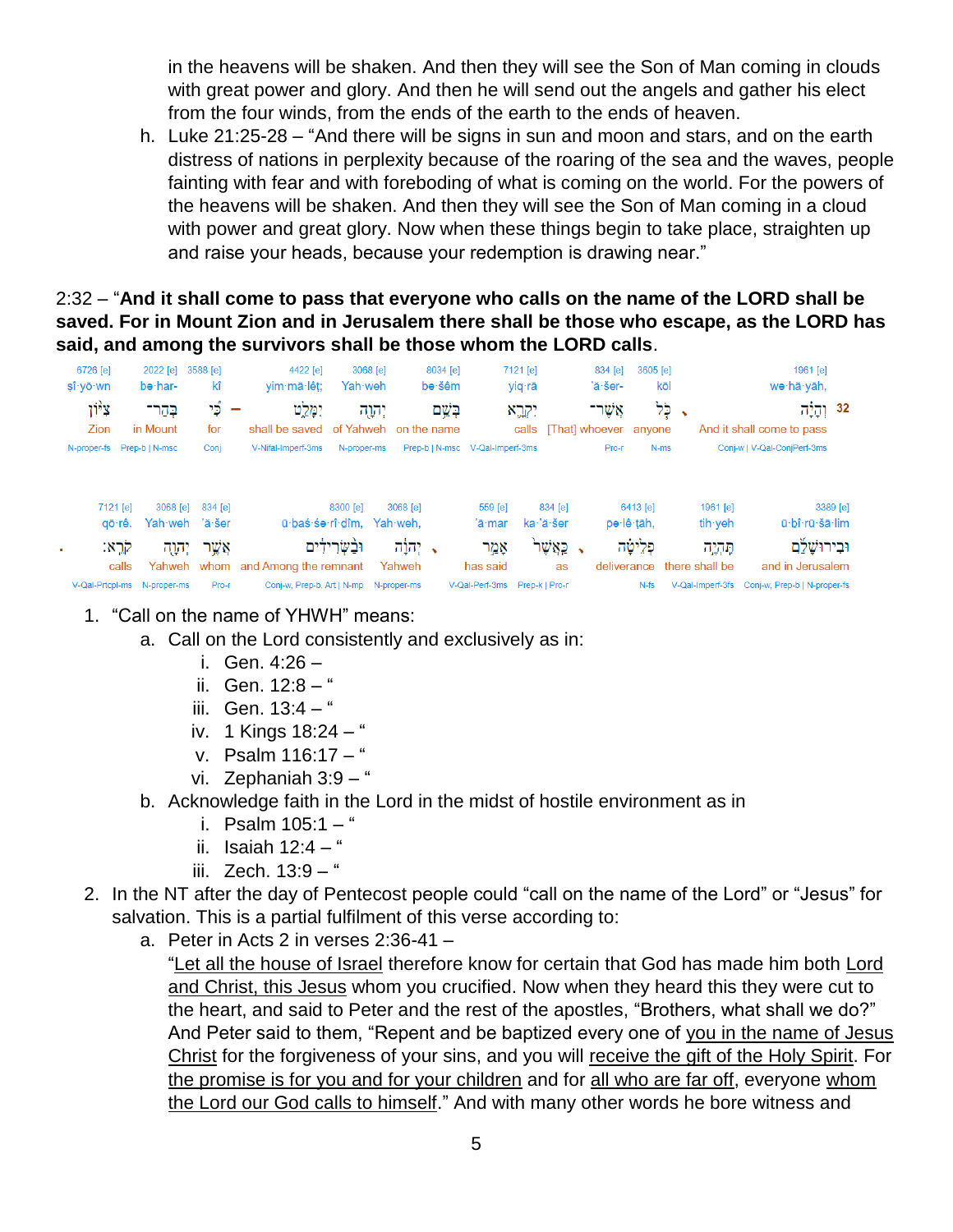in the heavens will be shaken. And then they will see the Son of Man coming in clouds with great power and glory. And then he will send out the angels and gather his elect from the four winds, from the ends of the earth to the ends of heaven.

h. Luke 21:25-28 – "And there will be signs in sun and moon and stars, and on the earth distress of nations in perplexity because of the roaring of the sea and the waves, people fainting with fear and with foreboding of what is coming on the world. For the powers of the heavens will be shaken. And then they will see the Son of Man coming in a cloud with power and great glory. Now when these things begin to take place, straighten up and raise your heads, because your redemption is drawing near."

2:32 – "**And it shall come to pass that everyone who calls on the name of the LORD shall be saved. For in Mount Zion and in Jerusalem there shall be those who escape, as the LORD has said, and among the survivors shall be those whom the LORD calls**.

| 6726 [e] | 2022 [e] | 3588 [e] | 4422 [e] | 3068 [e] | 8034 [e] | 7121 [e] | 834 [e] | 3605 [e] | 1961 [e] |
|---|---|---|---|---|---|---|---|---|---|
| ṣî·yō·wn | bə·har- | kî | yim·mā·lêṭ; | Yah·weh | bə·šêm | yiq·rā | 'ă·šer- | kōl | wə·hā·yāh, |
| צִיּ֣וֹן | בְּהַר־ | כִּ֠י – | יִמָּלֵ֑ט | יְהוָ֖ה | בְּשֵׁ֥ם | יִקְרָ֛א | אֲשֶׁר־ | כֹּ֧ל ، | וְהָיָ֗ה 32 |
| Zion | in Mount | for | shall be saved | of Yahweh | on the name | calls | [That] whoever | anyone | And it shall come to pass |
| N-proper-fs | Prep-b \| N-msc | Conj | V-Nifal-Imperf-3ms | N-proper-ms | Prep-b \| N-msc | V-Qal-Imperf-3ms | Pro-r | N-ms | Conj-w \| V-Qal-ConjPerf-3ms |

| 7121 [e] | 3068 [e] | 834 [e] | 8300 [e] | 3068 [e] | 559 [e] | 834 [e] | 6413 [e] | 1961 [e] | 3389 [e] |
|---|---|---|---|---|---|---|---|---|---|
| qō·rê. | Yah·weh | 'ă·šer | ū·baś·śə·rî·dîm, | Yah·weh, | 'ā·mar | ka·'ă·šer | pə·lê·ṭāh, | tih·yeh | ū·bî·rū·šā·lim |
| ׃ קֹרֵֽא | יְהוָ֖ה | אֲשֶׁ֥ר | וּבַ֨שְּׂרִידִ֔ים | יְהוָ֔ה ، | אָמַ֣ר | כַּאֲשֶׁר֙ ، | פְלֵיטָ֗ה | תִּֽהְיֶ֣ה | וּבִירוּשָׁלִַ֜ם |
| calls | Yahweh | whom | and Among the remnant | Yahweh | has said | as | deliverance | there shall be | and in Jerusalem |
| V-Qal-Prtcpl-ms | N-proper-ms | Pro-r | Conj-w, Prep-b, Art \| N-mp | N-proper-ms | V-Qal-Perf-3ms | Prep-k \| Pro-r | N-fs | V-Qal-Imperf-3fs | Conj-w, Prep-b \| N-proper-fs |

1. "Call on the name of YHWH" means:
   a. Call on the Lord consistently and exclusively as in:
      i. Gen. 4:26 –
      ii. Gen. 12:8 – "
      iii. Gen. 13:4 – "
      iv. 1 Kings 18:24 – "
      v. Psalm 116:17 – "
      vi. Zephaniah 3:9 – "
   b. Acknowledge faith in the Lord in the midst of hostile environment as in
      i. Psalm 105:1 – "
      ii. Isaiah 12:4 – "
      iii. Zech. 13:9 – "
2. In the NT after the day of Pentecost people could "call on the name of the Lord" or "Jesus" for salvation. This is a partial fulfilment of this verse according to:
   a. Peter in Acts 2 in verses 2:36-41 –
   "<u>Let all the house of Israel</u> therefore know for certain that God has made him both <u>Lord and Christ, this Jesus</u> whom you crucified. Now when they heard this they were cut to the heart, and said to Peter and the rest of the apostles, "Brothers, what shall we do?" And Peter said to them, "Repent and be baptized every one of <u>you in the name of Jesus Christ</u> for the forgiveness of your sins, and you will <u>receive the gift of the Holy Spirit</u>. For <u>the promise is for you and for your children</u> and for <u>all who are far off</u>, everyone <u>whom the Lord our God calls to himself</u>." And with many other words he bore witness and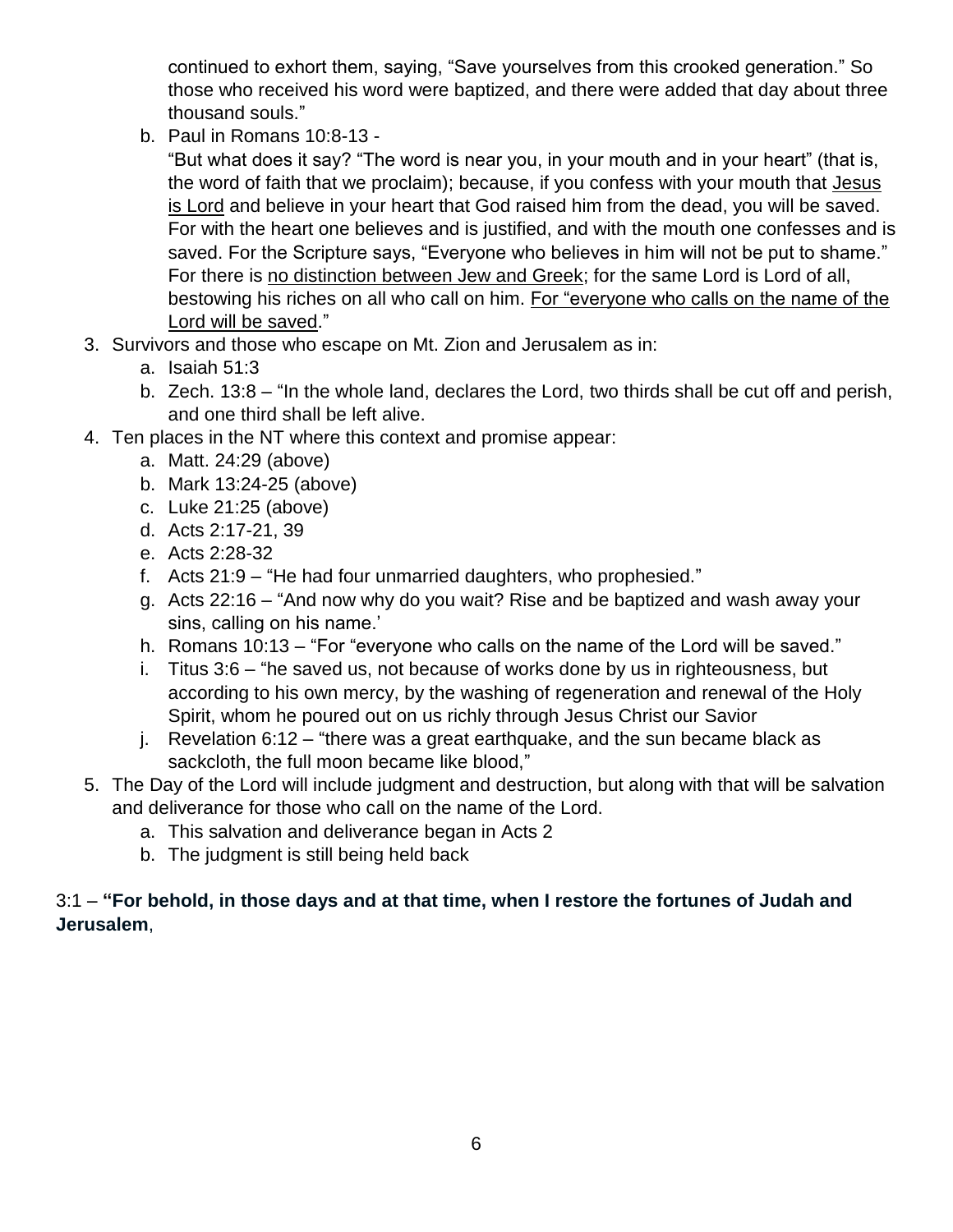continued to exhort them, saying, "Save yourselves from this crooked generation." So those who received his word were baptized, and there were added that day about three thousand souls."

   b. Paul in Romans 10:8-13 -
      "But what does it say? "The word is near you, in your mouth and in your heart" (that is, the word of faith that we proclaim); because, if you confess with your mouth that <u>Jesus is Lord</u> and believe in your heart that God raised him from the dead, you will be saved. For with the heart one believes and is justified, and with the mouth one confesses and is saved. For the Scripture says, "Everyone who believes in him will not be put to shame." For there is <u>no distinction between Jew and Greek</u>; for the same Lord is Lord of all, bestowing his riches on all who call on him. <u>For "everyone who calls on the name of the Lord will be saved</u>."

3. Survivors and those who escape on Mt. Zion and Jerusalem as in:
   a. Isaiah 51:3
   b. Zech. 13:8 – "In the whole land, declares the Lord, two thirds shall be cut off and perish, and one third shall be left alive.
4. Ten places in the NT where this context and promise appear:
   a. Matt. 24:29 (above)
   b. Mark 13:24-25 (above)
   c. Luke 21:25 (above)
   d. Acts 2:17-21, 39
   e. Acts 2:28-32
   f. Acts 21:9 – "He had four unmarried daughters, who prophesied."
   g. Acts 22:16 – "And now why do you wait? Rise and be baptized and wash away your sins, calling on his name.'
   h. Romans 10:13 – "For "everyone who calls on the name of the Lord will be saved."
   i. Titus 3:6 – "he saved us, not because of works done by us in righteousness, but according to his own mercy, by the washing of regeneration and renewal of the Holy Spirit, whom he poured out on us richly through Jesus Christ our Savior
   j. Revelation 6:12 – "there was a great earthquake, and the sun became black as sackcloth, the full moon became like blood,"
5. The Day of the Lord will include judgment and destruction, but along with that will be salvation and deliverance for those who call on the name of the Lord.
   a. This salvation and deliverance began in Acts 2
   b. The judgment is still being held back

3:1 – **"For behold, in those days and at that time, when I restore the fortunes of Judah and Jerusalem**,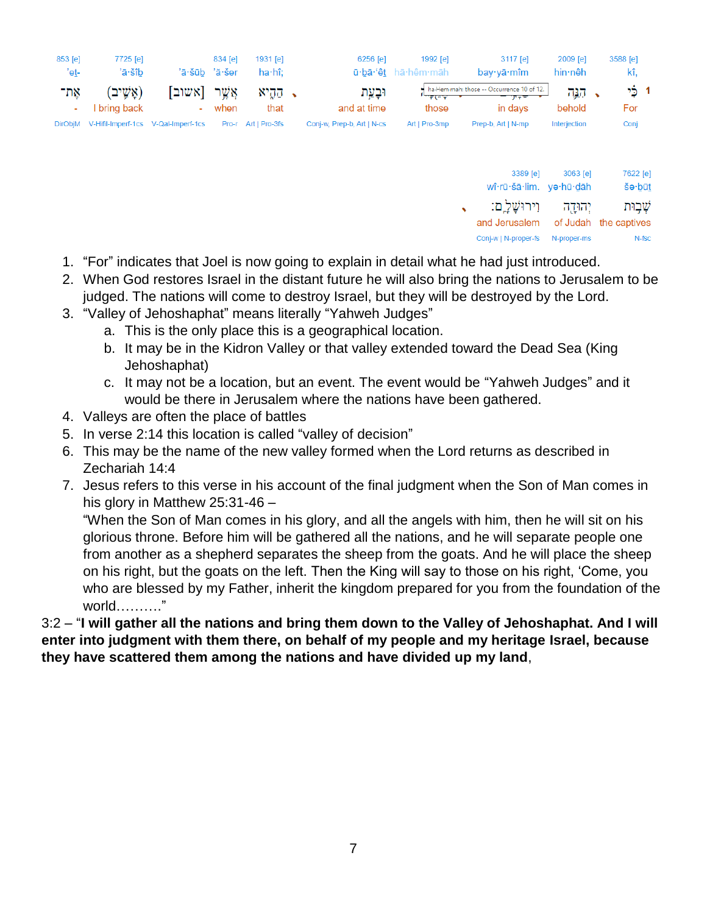| 853 [e] | 7725 [e] | | 834 [e] | 1931 [e] | 6256 [e] | 1992 [e] | 3117 [e] | 2009 [e] | 3588 [e] | |
|---|---|---|---|---|---|---|---|---|---|---|
| 'eṯ- | 'ā·šîḇ | 'ā·šūḇ | 'ă·šer | ha·hî; | ū·ḇā·'êṯ | hā·hêm·māh | bay·yā·mîm | hin·nêh | kî, | |
| אֶת־ | (אָשִׁיב) | [אשוב] | אֲשֶׁר | הַהִיא | וּבָעֵת | הָהֵמָּה | בַּיָּמִים | הִנֵּה | כִּי | 1 |
| - | I bring back | - | when | that | and at time | those | in days | behold | For | |
| DirObjM | V-Hifil-Imperf-1cs | V-Qal-Imperf-1cs | Pro-r | Art \| Pro-3fs | Conj-w, Prep-b, Art \| N-cs | Art \| Pro-3mp | Prep-b, Art \| N-mp | Interjection | Conj | |

| 3389 [e] | 3063 [e] | 7622 [e] |
|---|---|---|
| wî·rū·šā·lim. | yə·hū·ḏāh | šə·ḇūṯ |
| וִירוּשָׁלִָם׃ | יְהוּדָה | שְׁבוּת |
| and Jerusalem | of Judah | the captives |
| Conj-w \| N-proper-fs | N-proper-ms | N-fsc |

1. “For” indicates that Joel is now going to explain in detail what he had just introduced.
2. When God restores Israel in the distant future he will also bring the nations to Jerusalem to be judged. The nations will come to destroy Israel, but they will be destroyed by the Lord.
3. “Valley of Jehoshaphat” means literally “Yahweh Judges”
   a. This is the only place this is a geographical location.
   b. It may be in the Kidron Valley or that valley extended toward the Dead Sea (King Jehoshaphat)
   c. It may not be a location, but an event. The event would be “Yahweh Judges” and it would be there in Jerusalem where the nations have been gathered.
4. Valleys are often the place of battles
5. In verse 2:14 this location is called “valley of decision”
6. This may be the name of the new valley formed when the Lord returns as described in Zechariah 14:4
7. Jesus refers to this verse in his account of the final judgment when the Son of Man comes in his glory in Matthew 25:31-46 –
   “When the Son of Man comes in his glory, and all the angels with him, then he will sit on his glorious throne. Before him will be gathered all the nations, and he will separate people one from another as a shepherd separates the sheep from the goats. And he will place the sheep on his right, but the goats on the left. Then the King will say to those on his right, ‘Come, you who are blessed by my Father, inherit the kingdom prepared for you from the foundation of the world……….”

3:2 – “**I will gather all the nations and bring them down to the Valley of Jehoshaphat. And I will enter into judgment with them there, on behalf of my people and my heritage Israel, because they have scattered them among the nations and have divided up my land**,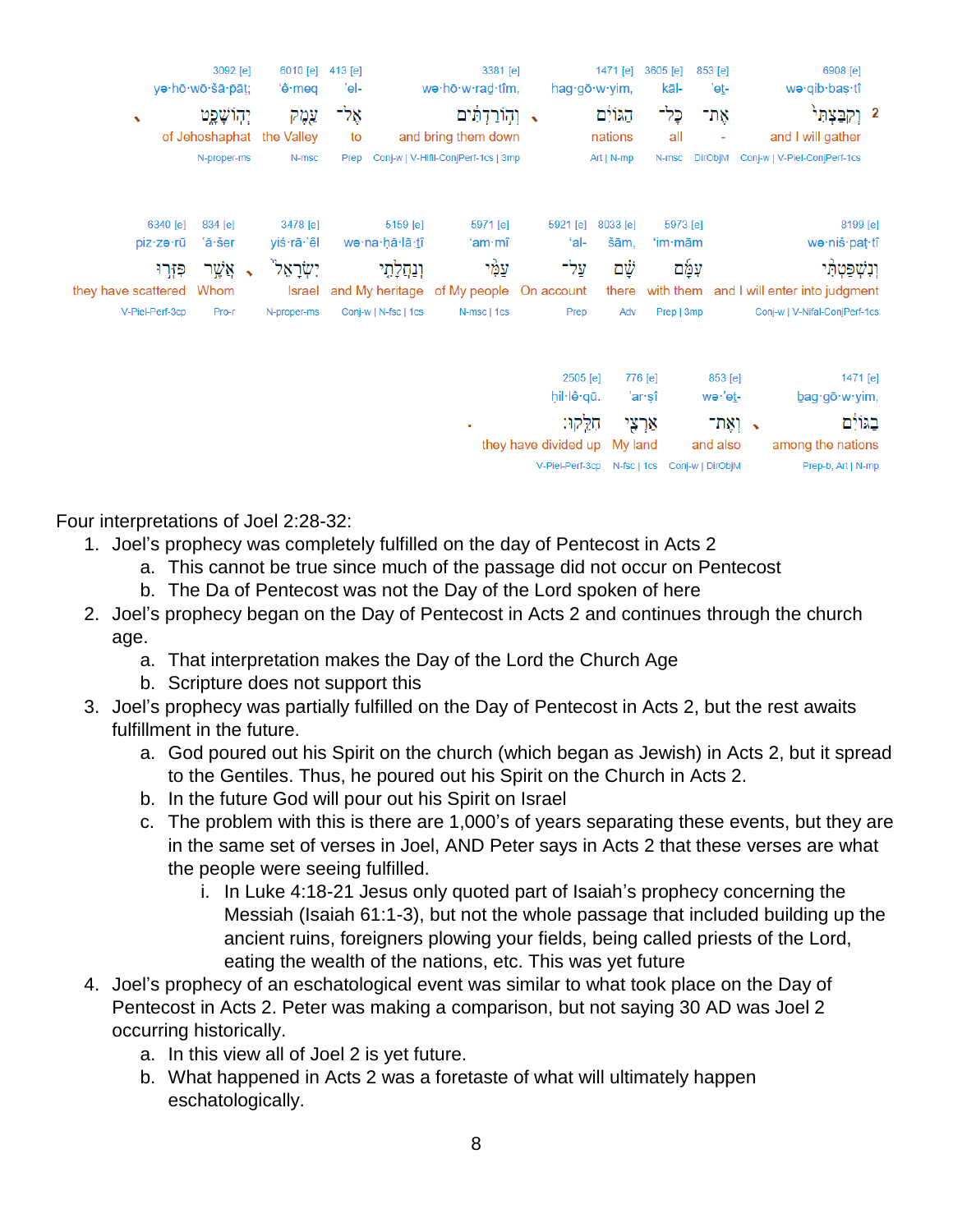**2**

| Strong's | Transliteration | Hebrew | English | Parsing |
| --- | --- | --- | --- | --- |
| 6908 [e] | wə·qib·baṣ·tî | וְקִבַּצְתִּי | and I will gather | Conj-w \| V-Piel-ConjPerf-1cs |
| 853 [e] | 'eṯ- | אֶת־ | - | DirObjM |
| 3605 [e] | kāl- | כָּל־ | all | N-msc |
| 1471 [e] | hag·gō·w·yim, | הַגּוֹיִם | nations | Art \| N-mp |
| 3381 [e] | wə·hō·w·raḏ·tîm, | וְהוֹרַדְתִּים | and bring them down | Conj-w \| V-Hifil-ConjPerf-1cs \| 3mp |
| 413 [e] | 'el- | אֶל־ | to | Prep |
| 6010 [e] | 'ê·meq | עֵמֶק | the Valley | N-msc |
| 3092 [e] | yə·hō·wō·šā·p̄āṭ; | יְהוֹשָׁפָט | of Jehoshaphat | N-proper-ms |
| 8199 [e] | wə·niš·paṭ·tî | וְנִשְׁפַּטְתִּי | and I will enter into judgment | Conj-w \| V-Nifal-ConjPerf-1cs |
| 5973 [e] | 'im·mām | עִמָּם | with them | Prep \| 3mp |
| 8033 [e] | šām, | שָׁם | there | Adv |
| 5921 [e] | 'al- | עַל־ | On account | Prep |
| 5971 [e] | 'am·mî | עַמִּי | of My people | N-msc \| 1cs |
| 5159 [e] | wə·na·ḥă·lā·ṯî | וְנַחֲלָתִי | and My heritage | Conj-w \| N-fsc \| 1cs |
| 3478 [e] | yiś·rā·'êl | יִשְׂרָאֵל | Israel | N-proper-ms |
| 834 [e] | 'ă·šer | אֲשֶׁר | Whom | Pro-r |
| 6340 [e] | piz·zə·rū | פִּזְּרוּ | they have scattered | V-Piel-Perf-3cp |
| 1471 [e] | ḇag·gō·w·yim, | בַגּוֹיִם | among the nations | Prep-b, Art \| N-mp |
| 853 [e] | wə·'eṯ- | וְאֶת־ | and also | Conj-w \| DirObjM |
| 776 [e] | 'ar·ṣî | אַרְצִי | My land | N-fsc \| 1cs |
| 2505 [e] | ḥil·lê·qū. | חִלֵּקוּ׃ | they have divided up | V-Piel-Perf-3cp |

Four interpretations of Joel 2:28-32:

1. Joel's prophecy was completely fulfilled on the day of Pentecost in Acts 2
   a. This cannot be true since much of the passage did not occur on Pentecost
   b. The Da of Pentecost was not the Day of the Lord spoken of here
2. Joel's prophecy began on the Day of Pentecost in Acts 2 and continues through the church age.
   a. That interpretation makes the Day of the Lord the Church Age
   b. Scripture does not support this
3. Joel's prophecy was partially fulfilled on the Day of Pentecost in Acts 2, but the rest awaits fulfillment in the future.
   a. God poured out his Spirit on the church (which began as Jewish) in Acts 2, but it spread to the Gentiles. Thus, he poured out his Spirit on the Church in Acts 2.
   b. In the future God will pour out his Spirit on Israel
   c. The problem with this is there are 1,000's of years separating these events, but they are in the same set of verses in Joel, AND Peter says in Acts 2 that these verses are what the people were seeing fulfilled.
      i. In Luke 4:18-21 Jesus only quoted part of Isaiah's prophecy concerning the Messiah (Isaiah 61:1-3), but not the whole passage that included building up the ancient ruins, foreigners plowing your fields, being called priests of the Lord, eating the wealth of the nations, etc. This was yet future
4. Joel's prophecy of an eschatological event was similar to what took place on the Day of Pentecost in Acts 2. Peter was making a comparison, but not saying 30 AD was Joel 2 occurring historically.
   a. In this view all of Joel 2 is yet future.
   b. What happened in Acts 2 was a foretaste of what will ultimately happen eschatologically.